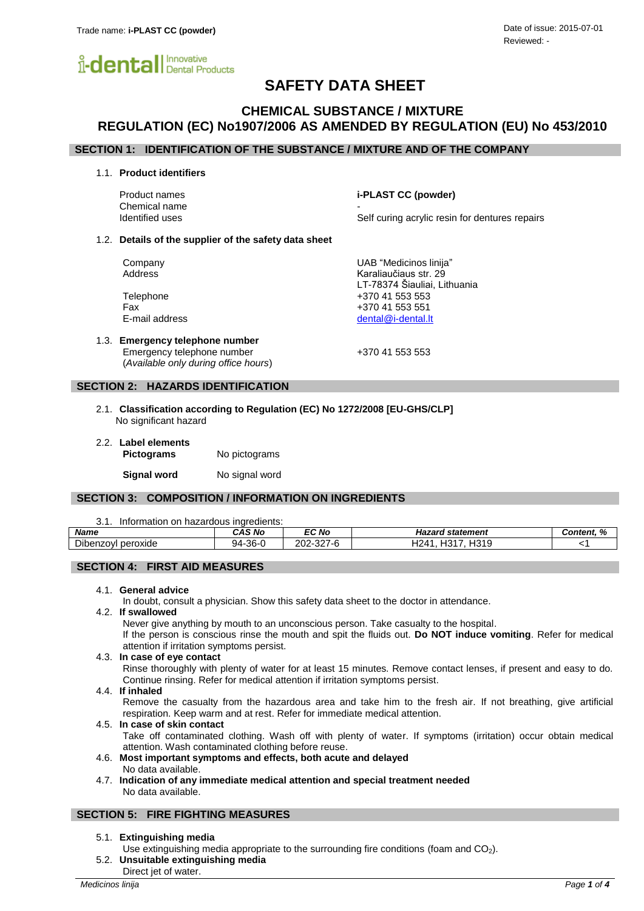Trade name: **i-PLAST CC (powder)**

Date of issue: 2015-07-01
Reviewed: -

i-dental | Innovative Dental Products

# SAFETY DATA SHEET

## CHEMICAL SUBSTANCE / MIXTURE
## REGULATION (EC) No1907/2006 AS AMENDED BY REGULATION (EU) No 453/2010

## SECTION 1: IDENTIFICATION OF THE SUBSTANCE / MIXTURE AND OF THE COMPANY

### 1.1. Product identifiers

| | |
|---|---|
| Product names | **i-PLAST CC (powder)** |
| Chemical name | - |
| Identified uses | Self curing acrylic resin for dentures repairs |

### 1.2. Details of the supplier of the safety data sheet

| | |
|---|---|
| Company | UAB "Medicinos linija" |
| Address | Karaliaučiaus str. 29<br>LT-78374 Šiauliai, Lithuania |
| Telephone | +370 41 553 553 |
| Fax | +370 41 553 551 |
| E-mail address | dental@i-dental.lt |

### 1.3. Emergency telephone number

Emergency telephone number (*Available only during office hours*) +370 41 553 553

## SECTION 2: HAZARDS IDENTIFICATION

### 2.1. Classification according to Regulation (EC) No 1272/2008 [EU-GHS/CLP]

No significant hazard

### 2.2. Label elements

**Pictograms** No pictograms

**Signal word** No signal word

## SECTION 3: COMPOSITION / INFORMATION ON INGREDIENTS

3.1. Information on hazardous ingredients:

| *Name* | *CAS No* | *EC No* | *Hazard statement* | *Content, %* |
|---|---|---|---|---|
| Dibenzoyl peroxide | 94-36-0 | 202-327-6 | H241, H317, H319 | <1 |

## SECTION 4: FIRST AID MEASURES

### 4.1. General advice

In doubt, consult a physician. Show this safety data sheet to the doctor in attendance.

### 4.2. If swallowed

Never give anything by mouth to an unconscious person. Take casualty to the hospital.
If the person is conscious rinse the mouth and spit the fluids out. **Do NOT induce vomiting**. Refer for medical attention if irritation symptoms persist.

### 4.3. In case of eye contact

Rinse thoroughly with plenty of water for at least 15 minutes. Remove contact lenses, if present and easy to do. Continue rinsing. Refer for medical attention if irritation symptoms persist.

### 4.4. If inhaled

Remove the casualty from the hazardous area and take him to the fresh air. If not breathing, give artificial respiration. Keep warm and at rest. Refer for immediate medical attention.

### 4.5. In case of skin contact

Take off contaminated clothing. Wash off with plenty of water. If symptoms (irritation) occur obtain medical attention. Wash contaminated clothing before reuse.

### 4.6. Most important symptoms and effects, both acute and delayed

No data available.

### 4.7. Indication of any immediate medical attention and special treatment needed

No data available.

## SECTION 5: FIRE FIGHTING MEASURES

### 5.1. Extinguishing media

Use extinguishing media appropriate to the surrounding fire conditions (foam and $CO_2$).

### 5.2. Unsuitable extinguishing media

Direct jet of water.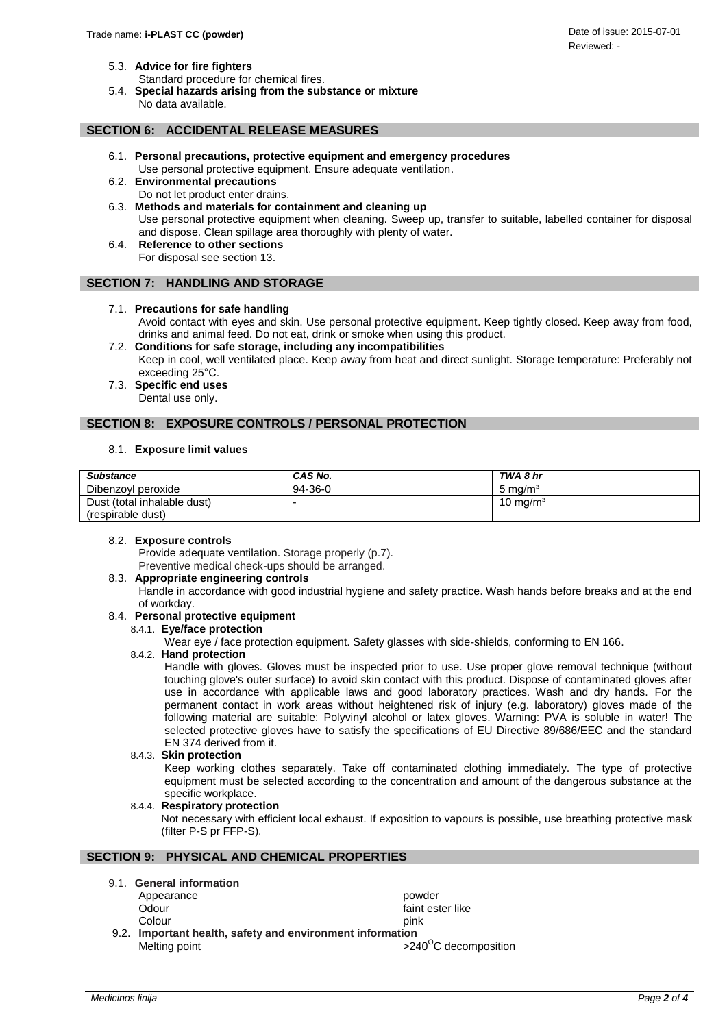5.3. **Advice for fire fighters**
Standard procedure for chemical fires.

5.4. **Special hazards arising from the substance or mixture**
No data available.

## SECTION 6: ACCIDENTAL RELEASE MEASURES

6.1. **Personal precautions, protective equipment and emergency procedures**
Use personal protective equipment. Ensure adequate ventilation.

6.2. **Environmental precautions**
Do not let product enter drains.

6.3. **Methods and materials for containment and cleaning up**
Use personal protective equipment when cleaning. Sweep up, transfer to suitable, labelled container for disposal and dispose. Clean spillage area thoroughly with plenty of water.

6.4. **Reference to other sections**
For disposal see section 13.

## SECTION 7: HANDLING AND STORAGE

7.1. **Precautions for safe handling**
Avoid contact with eyes and skin. Use personal protective equipment. Keep tightly closed. Keep away from food, drinks and animal feed. Do not eat, drink or smoke when using this product.

7.2. **Conditions for safe storage, including any incompatibilities**
Keep in cool, well ventilated place. Keep away from heat and direct sunlight. Storage temperature: Preferably not exceeding 25°C.

7.3. **Specific end uses**
Dental use only.

## SECTION 8: EXPOSURE CONTROLS / PERSONAL PROTECTION

8.1. **Exposure limit values**

| *Substance* | *CAS No.* | *TWA 8 hr* |
|---|---|---|
| Dibenzoyl peroxide | 94-36-0 | 5 mg/m³ |
| Dust (total inhalable dust) (respirable dust) | - | 10 mg/m³ |

8.2. **Exposure controls**
Provide adequate ventilation. Storage properly (p.7).
Preventive medical check-ups should be arranged.

8.3. **Appropriate engineering controls**
Handle in accordance with good industrial hygiene and safety practice. Wash hands before breaks and at the end of workday.

8.4. **Personal protective equipment**

8.4.1. **Eye/face protection**
Wear eye / face protection equipment. Safety glasses with side-shields, conforming to EN 166.

8.4.2. **Hand protection**
Handle with gloves. Gloves must be inspected prior to use. Use proper glove removal technique (without touching glove's outer surface) to avoid skin contact with this product. Dispose of contaminated gloves after use in accordance with applicable laws and good laboratory practices. Wash and dry hands. For the permanent contact in work areas without heightened risk of injury (e.g. laboratory) gloves made of the following material are suitable: Polyvinyl alcohol or latex gloves. Warning: PVA is soluble in water! The selected protective gloves have to satisfy the specifications of EU Directive 89/686/EEC and the standard EN 374 derived from it.

8.4.3. **Skin protection**
Keep working clothes separately. Take off contaminated clothing immediately. The type of protective equipment must be selected according to the concentration and amount of the dangerous substance at the specific workplace.

8.4.4. **Respiratory protection**
Not necessary with efficient local exhaust. If exposition to vapours is possible, use breathing protective mask (filter P-S pr FFP-S).

## SECTION 9: PHYSICAL AND CHEMICAL PROPERTIES

9.1. **General information**

| | |
|---|---|
| Appearance | powder |
| Odour | faint ester like |
| Colour | pink |

9.2. **Important health, safety and environment information**

| | |
|---|---|
| Melting point | >240$^{O}$C decomposition |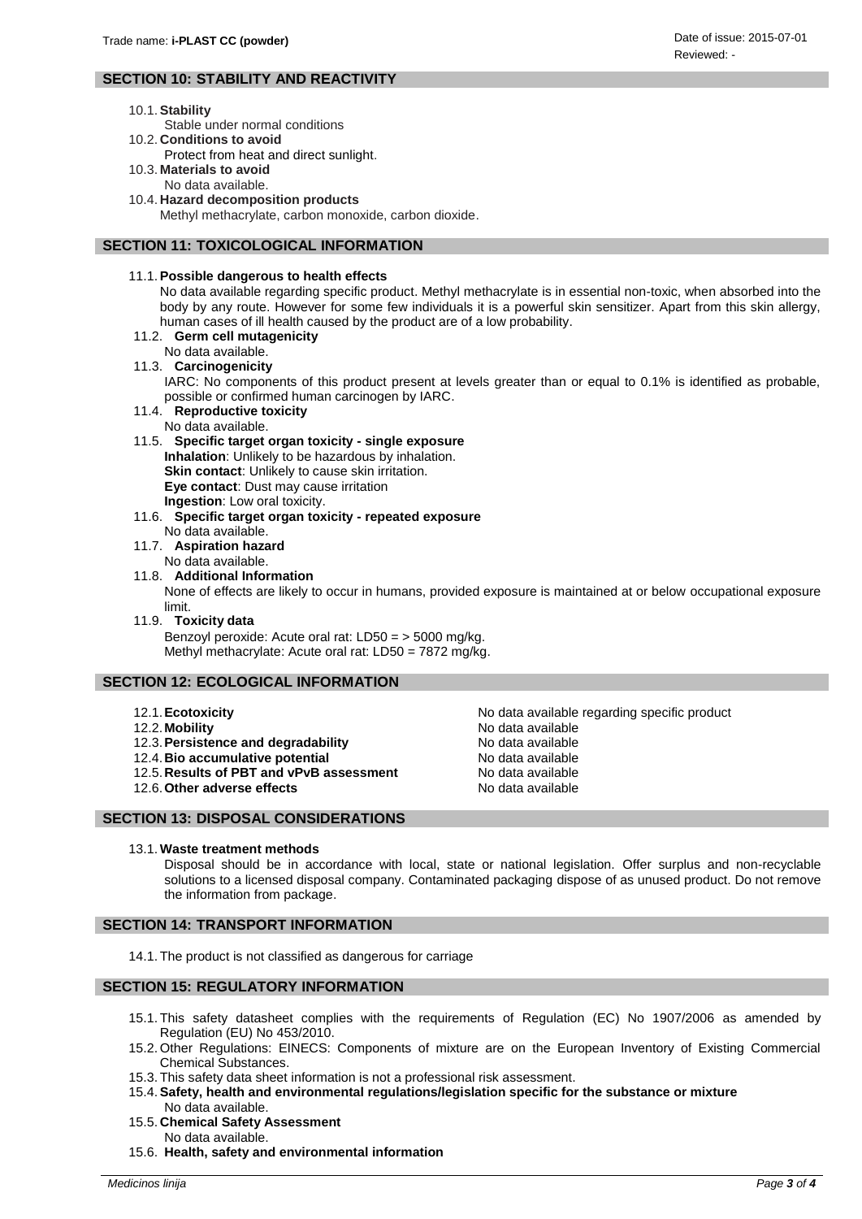## SECTION 10: STABILITY AND REACTIVITY

10.1. **Stability**
Stable under normal conditions

10.2. **Conditions to avoid**
Protect from heat and direct sunlight.

10.3. **Materials to avoid**
No data available.

10.4. **Hazard decomposition products**
Methyl methacrylate, carbon monoxide, carbon dioxide.

## SECTION 11: TOXICOLOGICAL INFORMATION

11.1. **Possible dangerous to health effects**
No data available regarding specific product. Methyl methacrylate is in essential non-toxic, when absorbed into the body by any route. However for some few individuals it is a powerful skin sensitizer. Apart from this skin allergy, human cases of ill health caused by the product are of a low probability.

11.2. **Germ cell mutagenicity**
No data available.

11.3. **Carcinogenicity**
IARC: No components of this product present at levels greater than or equal to 0.1% is identified as probable, possible or confirmed human carcinogen by IARC.

11.4. **Reproductive toxicity**
No data available.

11.5. **Specific target organ toxicity - single exposure**
**Inhalation**: Unlikely to be hazardous by inhalation.
**Skin contact**: Unlikely to cause skin irritation.
**Eye contact**: Dust may cause irritation
**Ingestion**: Low oral toxicity.

11.6. **Specific target organ toxicity - repeated exposure**
No data available.

11.7. **Aspiration hazard**
No data available.

11.8. **Additional Information**
None of effects are likely to occur in humans, provided exposure is maintained at or below occupational exposure limit.

11.9. **Toxicity data**
Benzoyl peroxide: Acute oral rat: LD50 = > 5000 mg/kg.
Methyl methacrylate: Acute oral rat: LD50 = 7872 mg/kg.

## SECTION 12: ECOLOGICAL INFORMATION

| | |
|---|---|
| 12.1. **Ecotoxicity** | No data available regarding specific product |
| 12.2. **Mobility** | No data available |
| 12.3. **Persistence and degradability** | No data available |
| 12.4. **Bio accumulative potential** | No data available |
| 12.5. **Results of PBT and vPvB assessment** | No data available |
| 12.6. **Other adverse effects** | No data available |

## SECTION 13: DISPOSAL CONSIDERATIONS

13.1. **Waste treatment methods**
Disposal should be in accordance with local, state or national legislation. Offer surplus and non-recyclable solutions to a licensed disposal company. Contaminated packaging dispose of as unused product. Do not remove the information from package.

## SECTION 14: TRANSPORT INFORMATION

14.1. The product is not classified as dangerous for carriage

## SECTION 15: REGULATORY INFORMATION

15.1. This safety datasheet complies with the requirements of Regulation (EC) No 1907/2006 as amended by Regulation (EU) No 453/2010.

15.2. Other Regulations: EINECS: Components of mixture are on the European Inventory of Existing Commercial Chemical Substances.

15.3. This safety data sheet information is not a professional risk assessment.

15.4. **Safety, health and environmental regulations/legislation specific for the substance or mixture**
No data available.

15.5. **Chemical Safety Assessment**
No data available.

15.6. **Health, safety and environmental information**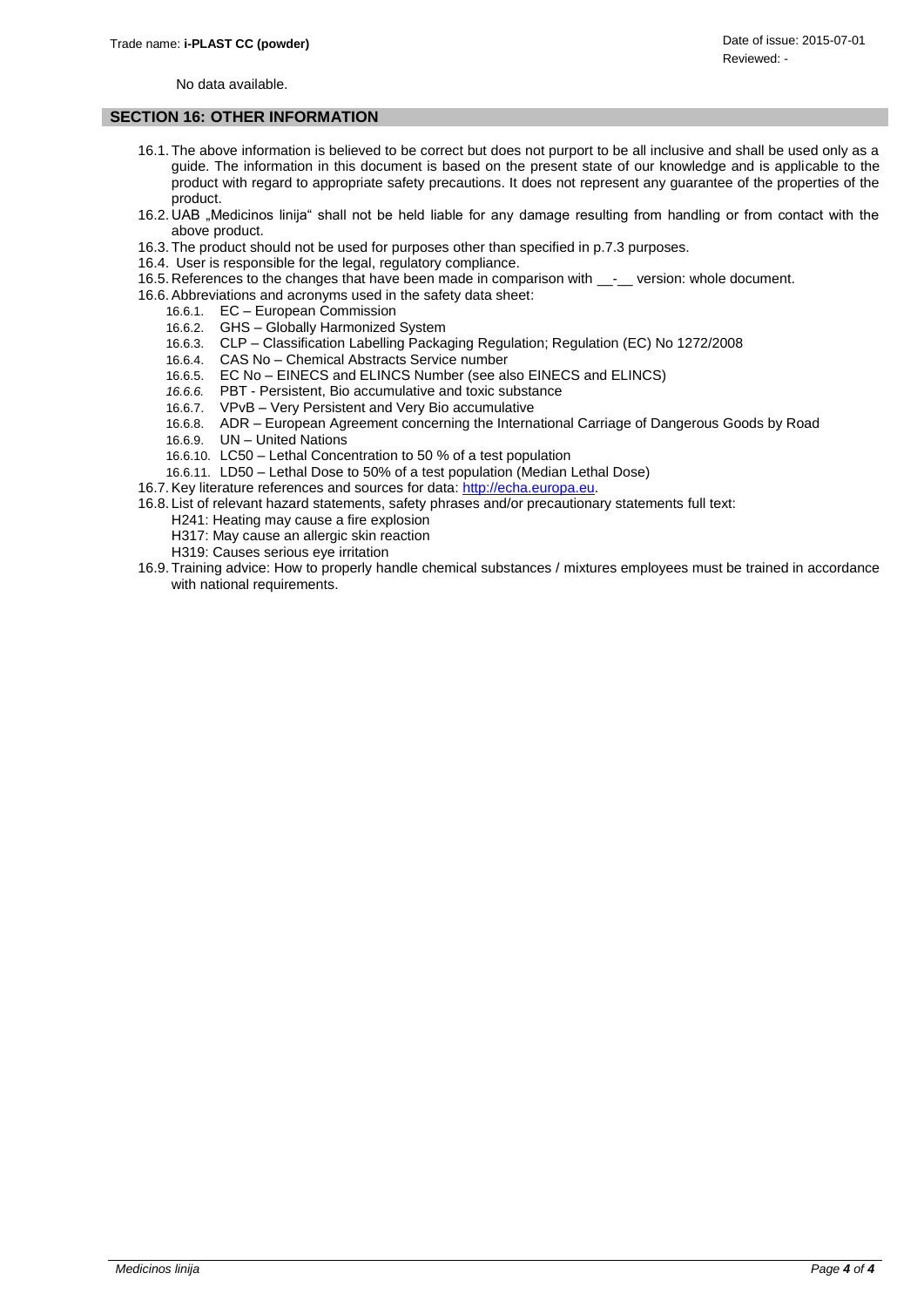No data available.

## SECTION 16: OTHER INFORMATION

16.1. The above information is believed to be correct but does not purport to be all inclusive and shall be used only as a guide. The information in this document is based on the present state of our knowledge and is applicable to the product with regard to appropriate safety precautions. It does not represent any guarantee of the properties of the product.

16.2. UAB „Medicinos linija" shall not be held liable for any damage resulting from handling or from contact with the above product.

16.3. The product should not be used for purposes other than specified in p.7.3 purposes.

16.4. User is responsible for the legal, regulatory compliance.

16.5. References to the changes that have been made in comparison with __-__ version: whole document.

16.6. Abbreviations and acronyms used in the safety data sheet:

- 16.6.1. EC – European Commission
- 16.6.2. GHS – Globally Harmonized System
- 16.6.3. CLP – Classification Labelling Packaging Regulation; Regulation (EC) No 1272/2008
- 16.6.4. CAS No – Chemical Abstracts Service number
- 16.6.5. EC No – EINECS and ELINCS Number (see also EINECS and ELINCS)
- *16.6.6.* PBT - Persistent, Bio accumulative and toxic substance
- 16.6.7. VPvB – Very Persistent and Very Bio accumulative
- 16.6.8. ADR – European Agreement concerning the International Carriage of Dangerous Goods by Road
- 16.6.9. UN – United Nations
- 16.6.10. LC50 – Lethal Concentration to 50 % of a test population
- 16.6.11. LD50 – Lethal Dose to 50% of a test population (Median Lethal Dose)

16.7. Key literature references and sources for data: http://echa.europa.eu.

16.8. List of relevant hazard statements, safety phrases and/or precautionary statements full text:

H241: Heating may cause a fire explosion
H317: May cause an allergic skin reaction
H319: Causes serious eye irritation

16.9. Training advice: How to properly handle chemical substances / mixtures employees must be trained in accordance with national requirements.